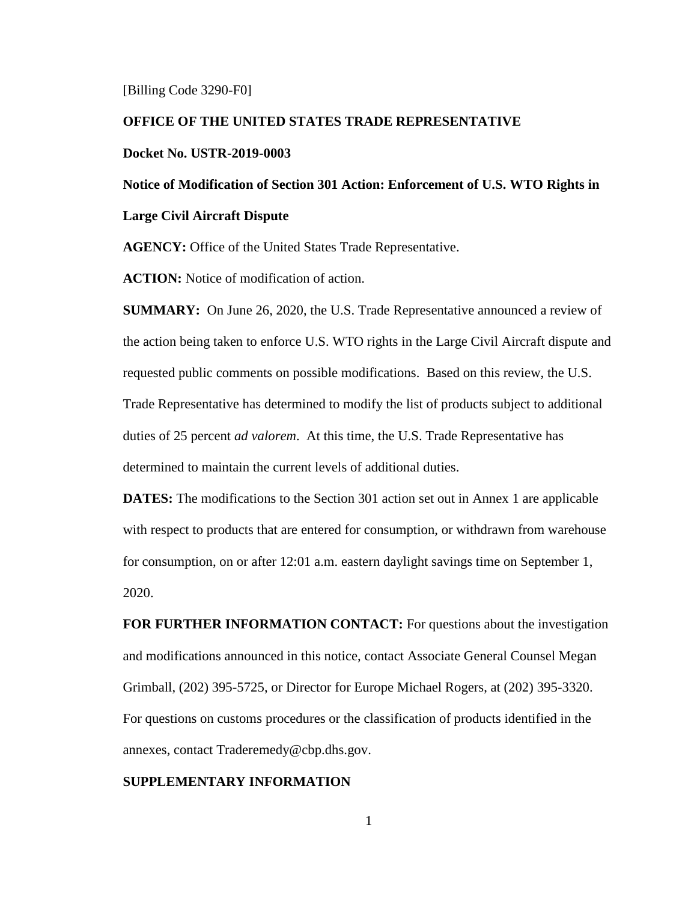[Billing Code 3290-F0]

**OFFICE OF THE UNITED STATES TRADE REPRESENTATIVE**

**Docket No. USTR-2019-0003**

**Notice of Modification of Section 301 Action: Enforcement of U.S. WTO Rights in Large Civil Aircraft Dispute**

**AGENCY:** Office of the United States Trade Representative.

**ACTION:** Notice of modification of action.

**SUMMARY:** On June 26, 2020, the U.S. Trade Representative announced a review of the action being taken to enforce U.S. WTO rights in the Large Civil Aircraft dispute and requested public comments on possible modifications. Based on this review, the U.S. Trade Representative has determined to modify the list of products subject to additional duties of 25 percent *ad valorem*. At this time, the U.S. Trade Representative has determined to maintain the current levels of additional duties.

**DATES:** The modifications to the Section 301 action set out in Annex 1 are applicable with respect to products that are entered for consumption, or withdrawn from warehouse for consumption, on or after 12:01 a.m. eastern daylight savings time on September 1, 2020.

**FOR FURTHER INFORMATION CONTACT:** For questions about the investigation and modifications announced in this notice, contact Associate General Counsel Megan Grimball, (202) 395-5725, or Director for Europe Michael Rogers, at (202) 395-3320. For questions on customs procedures or the classification of products identified in the annexes, contact Traderemedy@cbp.dhs.gov.

**SUPPLEMENTARY INFORMATION**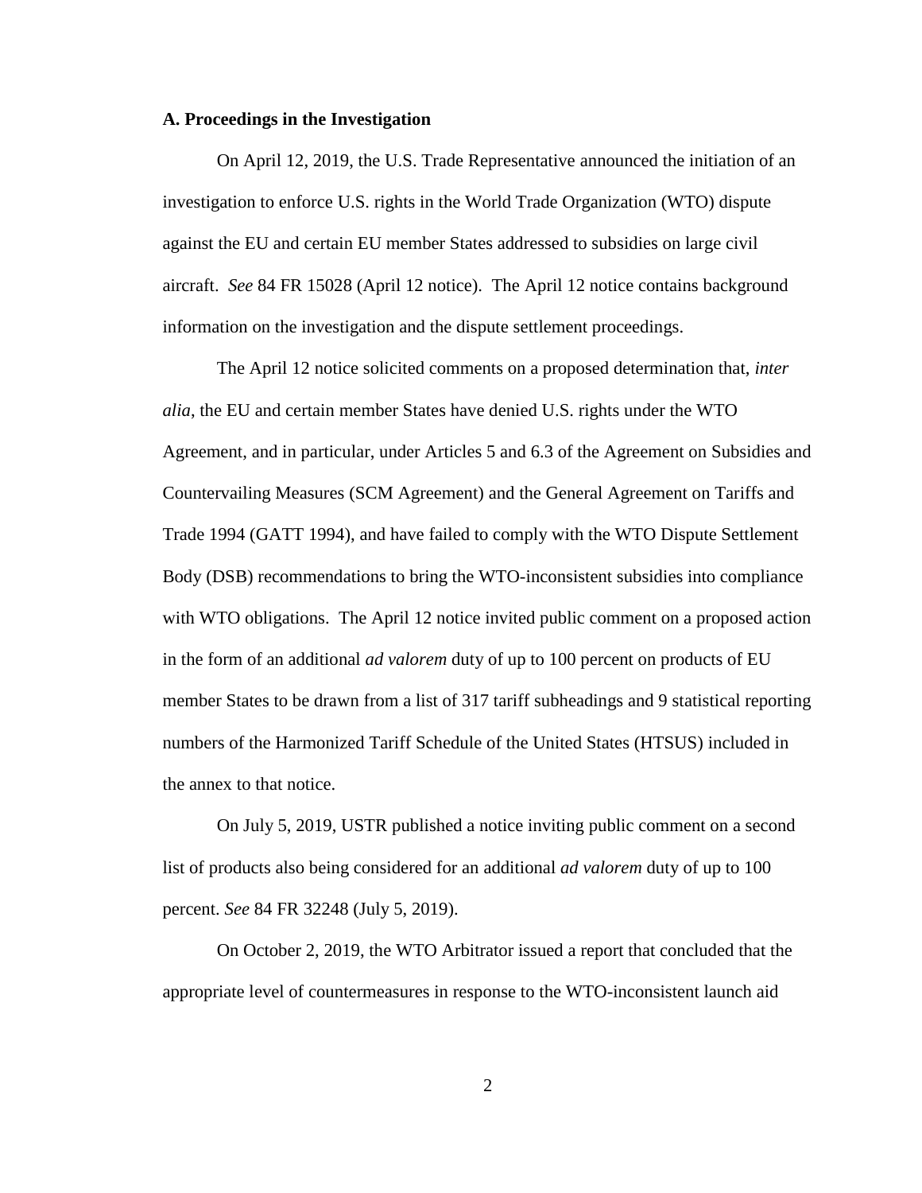**A. Proceedings in the Investigation**

On April 12, 2019, the U.S. Trade Representative announced the initiation of an investigation to enforce U.S. rights in the World Trade Organization (WTO) dispute against the EU and certain EU member States addressed to subsidies on large civil aircraft. *See* 84 FR 15028 (April 12 notice). The April 12 notice contains background information on the investigation and the dispute settlement proceedings.

The April 12 notice solicited comments on a proposed determination that, *inter alia*, the EU and certain member States have denied U.S. rights under the WTO Agreement, and in particular, under Articles 5 and 6.3 of the Agreement on Subsidies and Countervailing Measures (SCM Agreement) and the General Agreement on Tariffs and Trade 1994 (GATT 1994), and have failed to comply with the WTO Dispute Settlement Body (DSB) recommendations to bring the WTO-inconsistent subsidies into compliance with WTO obligations. The April 12 notice invited public comment on a proposed action in the form of an additional *ad valorem* duty of up to 100 percent on products of EU member States to be drawn from a list of 317 tariff subheadings and 9 statistical reporting numbers of the Harmonized Tariff Schedule of the United States (HTSUS) included in the annex to that notice.

On July 5, 2019, USTR published a notice inviting public comment on a second list of products also being considered for an additional *ad valorem* duty of up to 100 percent. *See* 84 FR 32248 (July 5, 2019).

On October 2, 2019, the WTO Arbitrator issued a report that concluded that the appropriate level of countermeasures in response to the WTO-inconsistent launch aid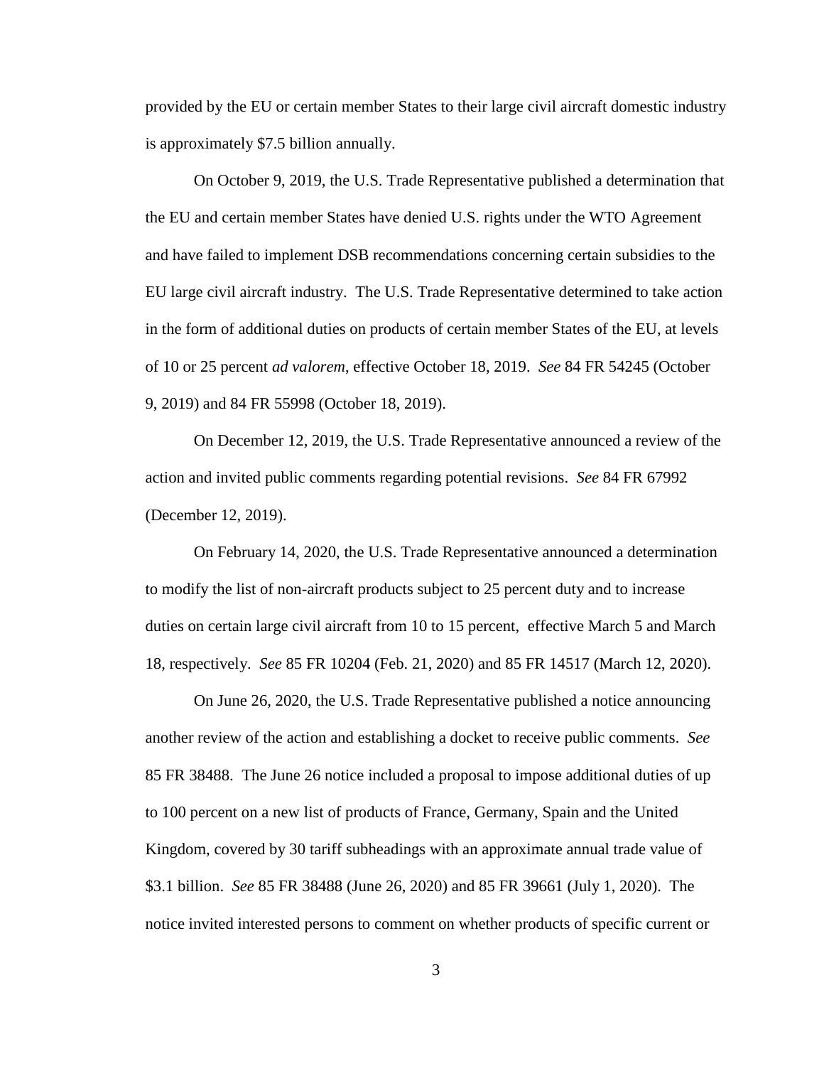provided by the EU or certain member States to their large civil aircraft domestic industry is approximately $7.5 billion annually.

On October 9, 2019, the U.S. Trade Representative published a determination that the EU and certain member States have denied U.S. rights under the WTO Agreement and have failed to implement DSB recommendations concerning certain subsidies to the EU large civil aircraft industry. The U.S. Trade Representative determined to take action in the form of additional duties on products of certain member States of the EU, at levels of 10 or 25 percent *ad valorem*, effective October 18, 2019. *See* 84 FR 54245 (October 9, 2019) and 84 FR 55998 (October 18, 2019).

On December 12, 2019, the U.S. Trade Representative announced a review of the action and invited public comments regarding potential revisions. *See* 84 FR 67992 (December 12, 2019).

On February 14, 2020, the U.S. Trade Representative announced a determination to modify the list of non-aircraft products subject to 25 percent duty and to increase duties on certain large civil aircraft from 10 to 15 percent, effective March 5 and March 18, respectively. *See* 85 FR 10204 (Feb. 21, 2020) and 85 FR 14517 (March 12, 2020).

On June 26, 2020, the U.S. Trade Representative published a notice announcing another review of the action and establishing a docket to receive public comments. *See* 85 FR 38488. The June 26 notice included a proposal to impose additional duties of up to 100 percent on a new list of products of France, Germany, Spain and the United Kingdom, covered by 30 tariff subheadings with an approximate annual trade value of $3.1 billion. *See* 85 FR 38488 (June 26, 2020) and 85 FR 39661 (July 1, 2020). The notice invited interested persons to comment on whether products of specific current or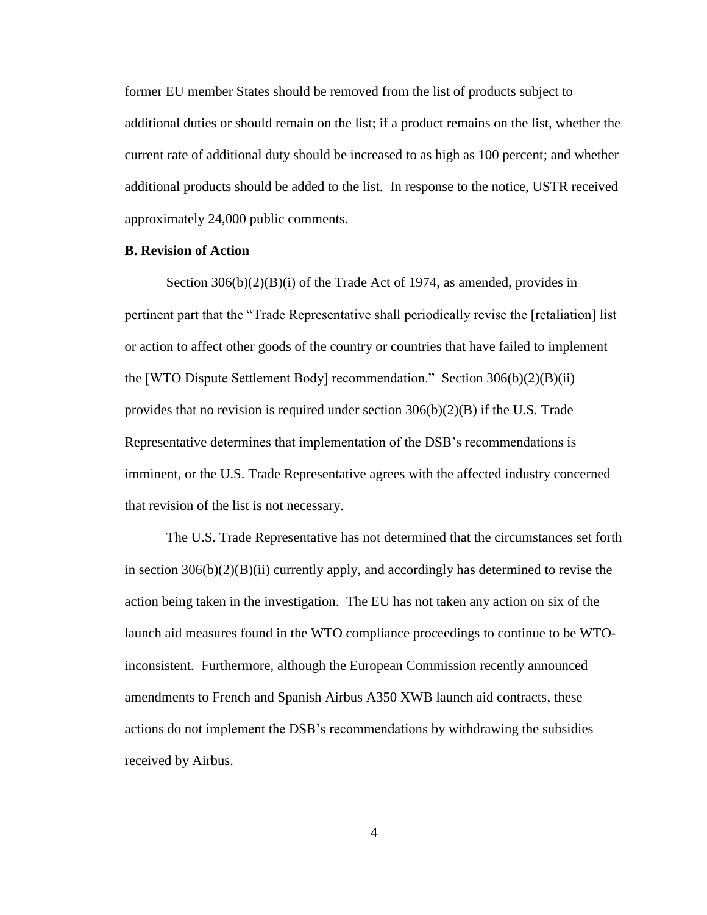former EU member States should be removed from the list of products subject to additional duties or should remain on the list; if a product remains on the list, whether the current rate of additional duty should be increased to as high as 100 percent; and whether additional products should be added to the list. In response to the notice, USTR received approximately 24,000 public comments.

**B. Revision of Action**

Section 306(b)(2)(B)(i) of the Trade Act of 1974, as amended, provides in pertinent part that the "Trade Representative shall periodically revise the [retaliation] list or action to affect other goods of the country or countries that have failed to implement the [WTO Dispute Settlement Body] recommendation." Section 306(b)(2)(B)(ii) provides that no revision is required under section 306(b)(2)(B) if the U.S. Trade Representative determines that implementation of the DSB's recommendations is imminent, or the U.S. Trade Representative agrees with the affected industry concerned that revision of the list is not necessary.

The U.S. Trade Representative has not determined that the circumstances set forth in section 306(b)(2)(B)(ii) currently apply, and accordingly has determined to revise the action being taken in the investigation. The EU has not taken any action on six of the launch aid measures found in the WTO compliance proceedings to continue to be WTO-inconsistent. Furthermore, although the European Commission recently announced amendments to French and Spanish Airbus A350 XWB launch aid contracts, these actions do not implement the DSB's recommendations by withdrawing the subsidies received by Airbus.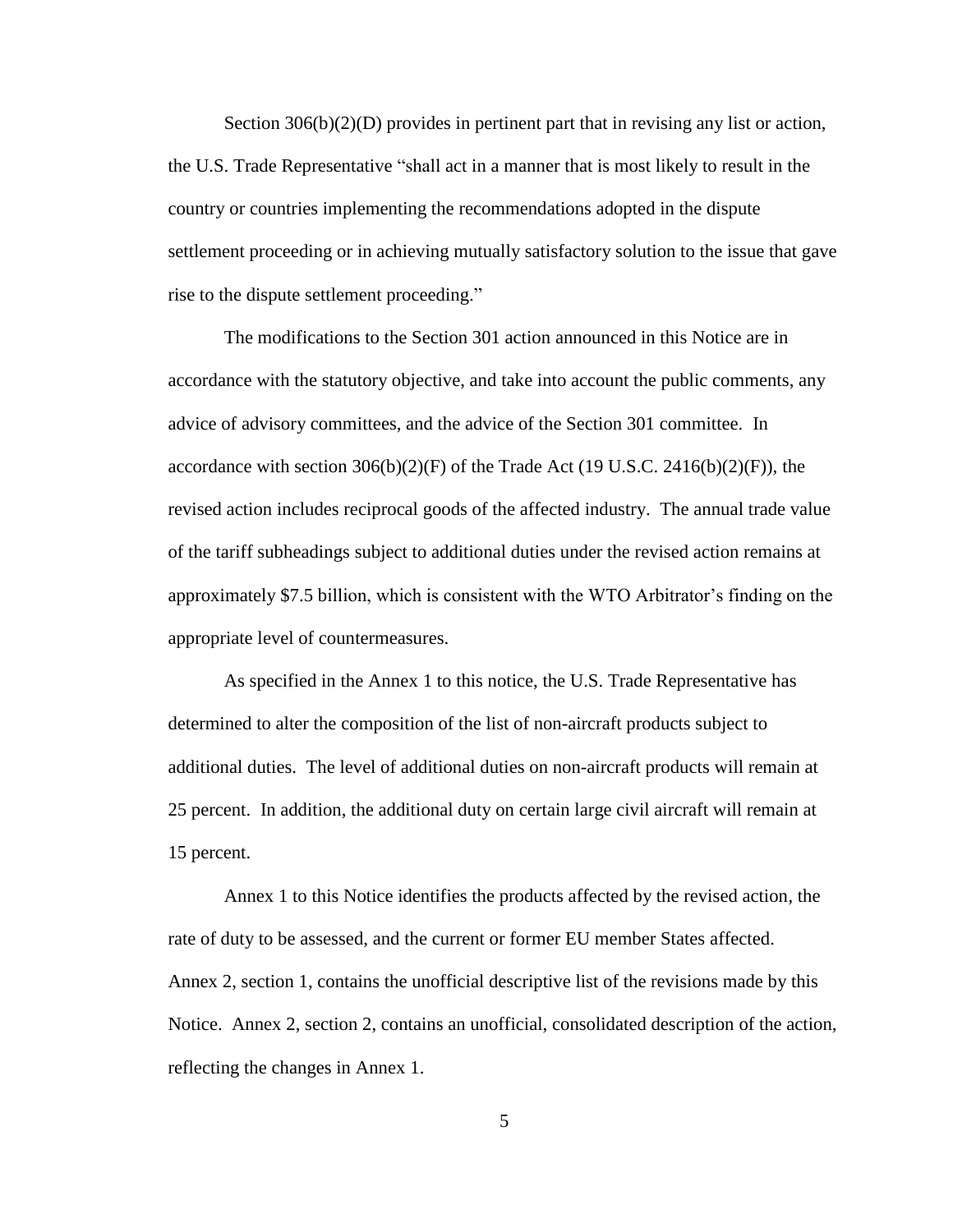Section 306(b)(2)(D) provides in pertinent part that in revising any list or action, the U.S. Trade Representative "shall act in a manner that is most likely to result in the country or countries implementing the recommendations adopted in the dispute settlement proceeding or in achieving mutually satisfactory solution to the issue that gave rise to the dispute settlement proceeding."

The modifications to the Section 301 action announced in this Notice are in accordance with the statutory objective, and take into account the public comments, any advice of advisory committees, and the advice of the Section 301 committee. In accordance with section 306(b)(2)(F) of the Trade Act (19 U.S.C. 2416(b)(2)(F)), the revised action includes reciprocal goods of the affected industry. The annual trade value of the tariff subheadings subject to additional duties under the revised action remains at approximately $7.5 billion, which is consistent with the WTO Arbitrator's finding on the appropriate level of countermeasures.

As specified in the Annex 1 to this notice, the U.S. Trade Representative has determined to alter the composition of the list of non-aircraft products subject to additional duties. The level of additional duties on non-aircraft products will remain at 25 percent. In addition, the additional duty on certain large civil aircraft will remain at 15 percent.

Annex 1 to this Notice identifies the products affected by the revised action, the rate of duty to be assessed, and the current or former EU member States affected. Annex 2, section 1, contains the unofficial descriptive list of the revisions made by this Notice. Annex 2, section 2, contains an unofficial, consolidated description of the action, reflecting the changes in Annex 1.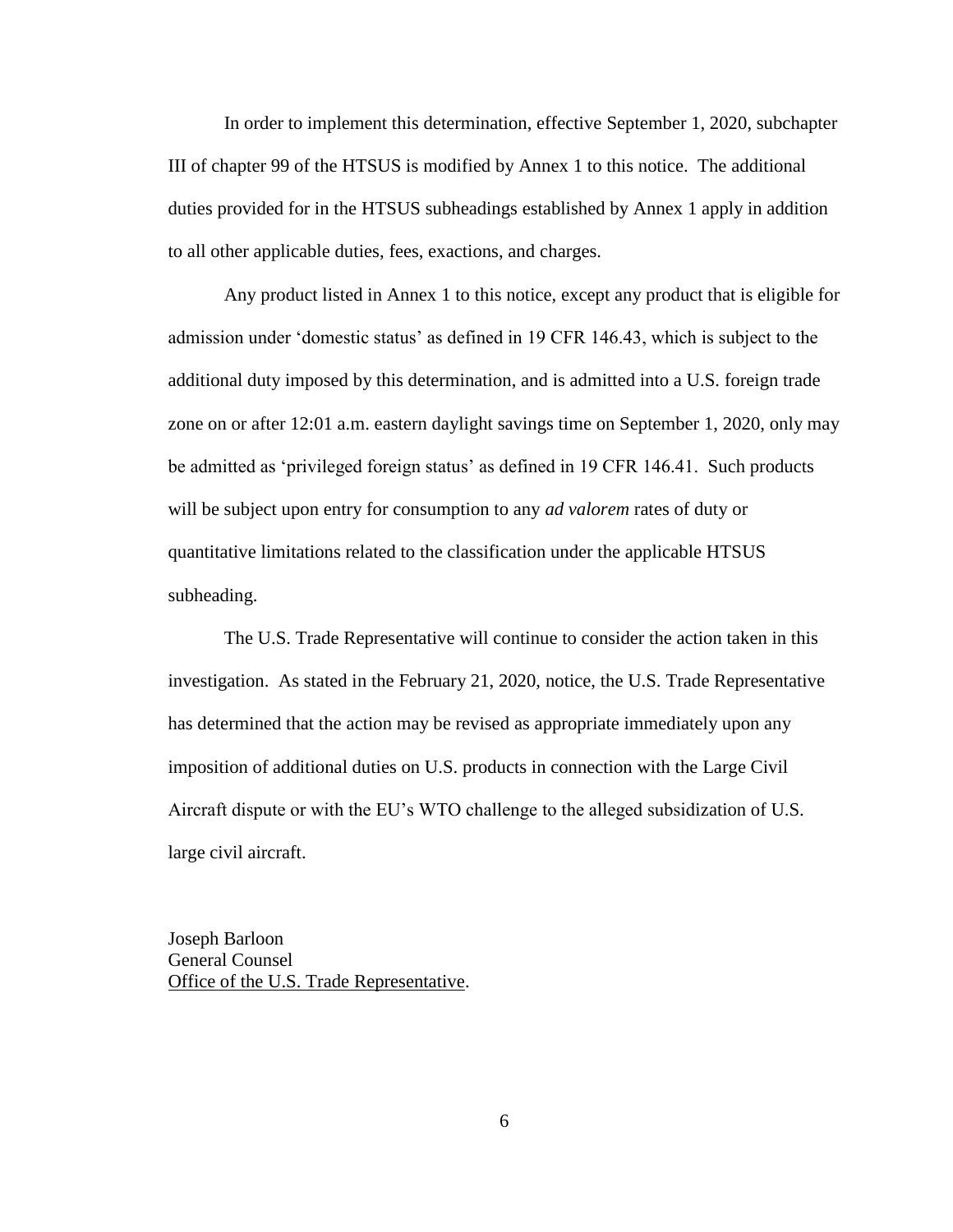In order to implement this determination, effective September 1, 2020, subchapter III of chapter 99 of the HTSUS is modified by Annex 1 to this notice. The additional duties provided for in the HTSUS subheadings established by Annex 1 apply in addition to all other applicable duties, fees, exactions, and charges.

Any product listed in Annex 1 to this notice, except any product that is eligible for admission under 'domestic status' as defined in 19 CFR 146.43, which is subject to the additional duty imposed by this determination, and is admitted into a U.S. foreign trade zone on or after 12:01 a.m. eastern daylight savings time on September 1, 2020, only may be admitted as 'privileged foreign status' as defined in 19 CFR 146.41. Such products will be subject upon entry for consumption to any *ad valorem* rates of duty or quantitative limitations related to the classification under the applicable HTSUS subheading.

The U.S. Trade Representative will continue to consider the action taken in this investigation. As stated in the February 21, 2020, notice, the U.S. Trade Representative has determined that the action may be revised as appropriate immediately upon any imposition of additional duties on U.S. products in connection with the Large Civil Aircraft dispute or with the EU's WTO challenge to the alleged subsidization of U.S. large civil aircraft.

Joseph Barloon  
General Counsel  
Office of the U.S. Trade Representative.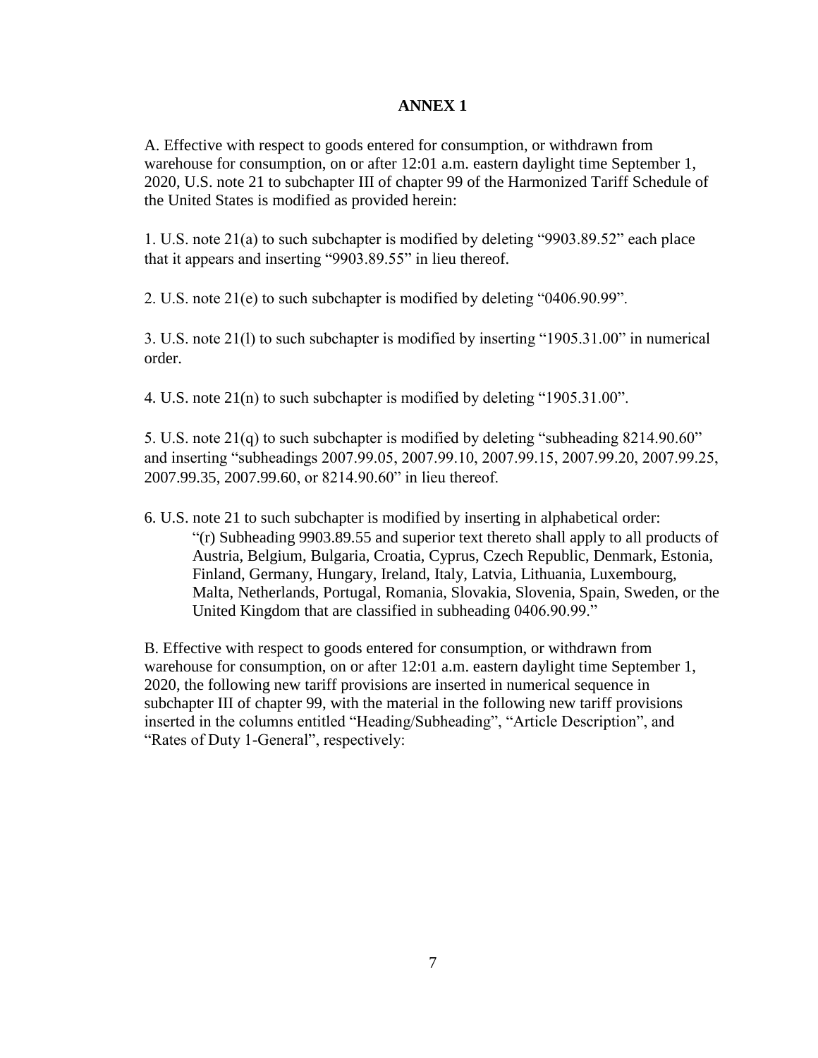# ANNEX 1

A. Effective with respect to goods entered for consumption, or withdrawn from warehouse for consumption, on or after 12:01 a.m. eastern daylight time September 1, 2020, U.S. note 21 to subchapter III of chapter 99 of the Harmonized Tariff Schedule of the United States is modified as provided herein:

1. U.S. note 21(a) to such subchapter is modified by deleting "9903.89.52" each place that it appears and inserting "9903.89.55" in lieu thereof.

2. U.S. note 21(e) to such subchapter is modified by deleting "0406.90.99".

3. U.S. note 21(l) to such subchapter is modified by inserting "1905.31.00" in numerical order.

4. U.S. note 21(n) to such subchapter is modified by deleting "1905.31.00".

5. U.S. note 21(q) to such subchapter is modified by deleting "subheading 8214.90.60" and inserting "subheadings 2007.99.05, 2007.99.10, 2007.99.15, 2007.99.20, 2007.99.25, 2007.99.35, 2007.99.60, or 8214.90.60" in lieu thereof.

6. U.S. note 21 to such subchapter is modified by inserting in alphabetical order:

   "(r) Subheading 9903.89.55 and superior text thereto shall apply to all products of Austria, Belgium, Bulgaria, Croatia, Cyprus, Czech Republic, Denmark, Estonia, Finland, Germany, Hungary, Ireland, Italy, Latvia, Lithuania, Luxembourg, Malta, Netherlands, Portugal, Romania, Slovakia, Slovenia, Spain, Sweden, or the United Kingdom that are classified in subheading 0406.90.99."

B. Effective with respect to goods entered for consumption, or withdrawn from warehouse for consumption, on or after 12:01 a.m. eastern daylight time September 1, 2020, the following new tariff provisions are inserted in numerical sequence in subchapter III of chapter 99, with the material in the following new tariff provisions inserted in the columns entitled "Heading/Subheading", "Article Description", and "Rates of Duty 1-General", respectively: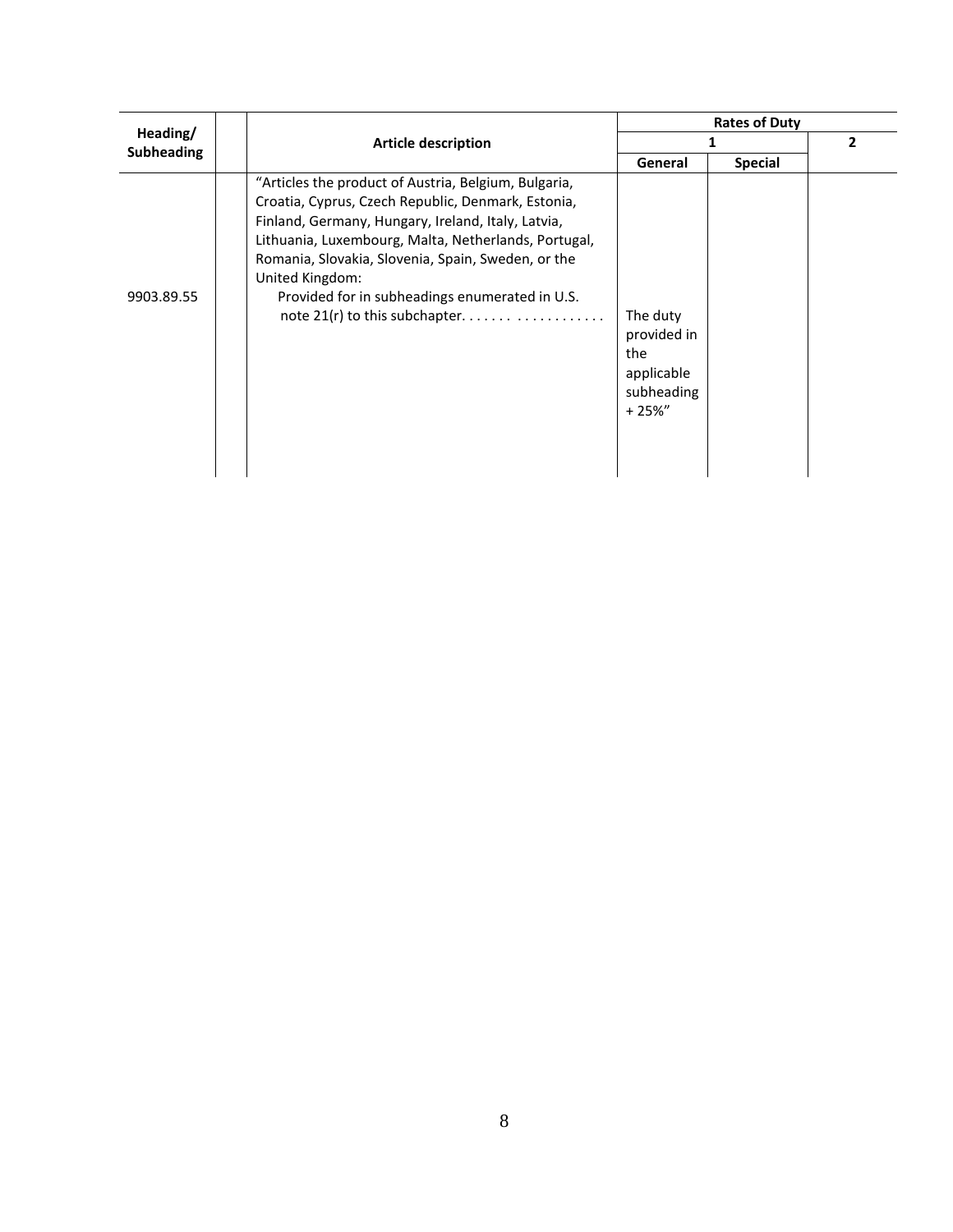| Heading/ Subheading | | Article description | Rates of Duty | | |
|---|---|---|---|---|---|
| | | | 1 | | 2 |
| | | | General | Special | |
| 9903.89.55 | | "Articles the product of Austria, Belgium, Bulgaria, Croatia, Cyprus, Czech Republic, Denmark, Estonia, Finland, Germany, Hungary, Ireland, Italy, Latvia, Lithuania, Luxembourg, Malta, Netherlands, Portugal, Romania, Slovakia, Slovenia, Spain, Sweden, or the United Kingdom: Provided for in subheadings enumerated in U.S. note 21(r) to this subchapter. . . . . . . . . . . . . . . . . . . . | The duty provided in the applicable subheading + 25%" | | |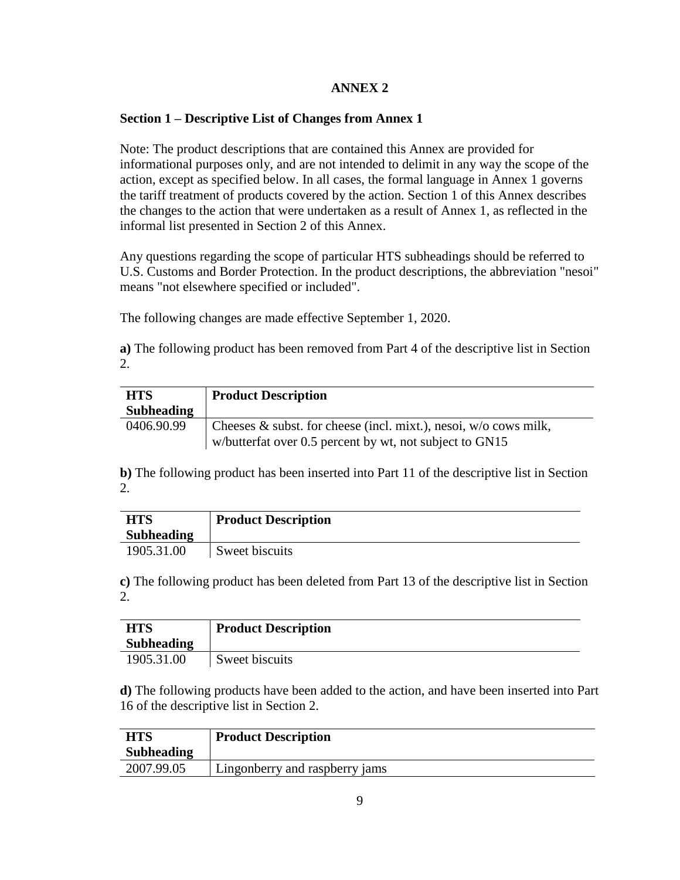# ANNEX 2

## Section 1 – Descriptive List of Changes from Annex 1

Note: The product descriptions that are contained this Annex are provided for informational purposes only, and are not intended to delimit in any way the scope of the action, except as specified below. In all cases, the formal language in Annex 1 governs the tariff treatment of products covered by the action. Section 1 of this Annex describes the changes to the action that were undertaken as a result of Annex 1, as reflected in the informal list presented in Section 2 of this Annex.

Any questions regarding the scope of particular HTS subheadings should be referred to U.S. Customs and Border Protection. In the product descriptions, the abbreviation "nesoi" means "not elsewhere specified or included".

The following changes are made effective September 1, 2020.

**a)** The following product has been removed from Part 4 of the descriptive list in Section 2.

| HTS Subheading | Product Description |
|---|---|
| 0406.90.99 | Cheeses & subst. for cheese (incl. mixt.), nesoi, w/o cows milk, w/butterfat over 0.5 percent by wt, not subject to GN15 |

**b)** The following product has been inserted into Part 11 of the descriptive list in Section 2.

| HTS Subheading | Product Description |
|---|---|
| 1905.31.00 | Sweet biscuits |

**c)** The following product has been deleted from Part 13 of the descriptive list in Section 2.

| HTS Subheading | Product Description |
|---|---|
| 1905.31.00 | Sweet biscuits |

**d)** The following products have been added to the action, and have been inserted into Part 16 of the descriptive list in Section 2.

| HTS Subheading | Product Description |
|---|---|
| 2007.99.05 | Lingonberry and raspberry jams |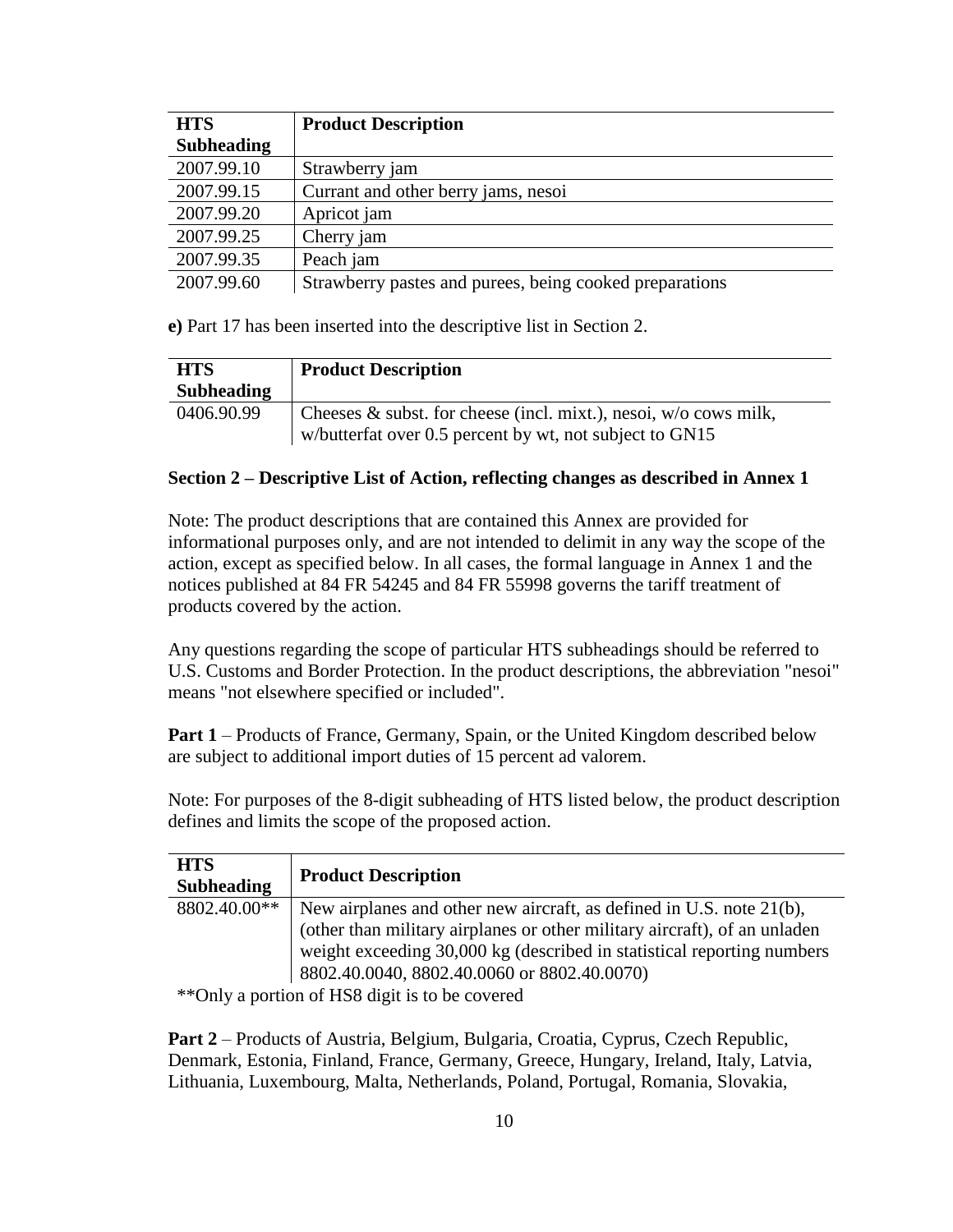| HTS Subheading | Product Description |
|---|---|
| 2007.99.10 | Strawberry jam |
| 2007.99.15 | Currant and other berry jams, nesoi |
| 2007.99.20 | Apricot jam |
| 2007.99.25 | Cherry jam |
| 2007.99.35 | Peach jam |
| 2007.99.60 | Strawberry pastes and purees, being cooked preparations |

**e)** Part 17 has been inserted into the descriptive list in Section 2.

| HTS Subheading | Product Description |
|---|---|
| 0406.90.99 | Cheeses & subst. for cheese (incl. mixt.), nesoi, w/o cows milk, w/butterfat over 0.5 percent by wt, not subject to GN15 |

**Section 2 – Descriptive List of Action, reflecting changes as described in Annex 1**

Note: The product descriptions that are contained this Annex are provided for informational purposes only, and are not intended to delimit in any way the scope of the action, except as specified below. In all cases, the formal language in Annex 1 and the notices published at 84 FR 54245 and 84 FR 55998 governs the tariff treatment of products covered by the action.

Any questions regarding the scope of particular HTS subheadings should be referred to U.S. Customs and Border Protection. In the product descriptions, the abbreviation "nesoi" means "not elsewhere specified or included".

**Part 1** – Products of France, Germany, Spain, or the United Kingdom described below are subject to additional import duties of 15 percent ad valorem.

Note: For purposes of the 8-digit subheading of HTS listed below, the product description defines and limits the scope of the proposed action.

| HTS Subheading | Product Description |
|---|---|
| 8802.40.00** | New airplanes and other new aircraft, as defined in U.S. note 21(b), (other than military airplanes or other military aircraft), of an unladen weight exceeding 30,000 kg (described in statistical reporting numbers 8802.40.0040, 8802.40.0060 or 8802.40.0070) |

**Only a portion of HS8 digit is to be covered

**Part 2** – Products of Austria, Belgium, Bulgaria, Croatia, Cyprus, Czech Republic, Denmark, Estonia, Finland, France, Germany, Greece, Hungary, Ireland, Italy, Latvia, Lithuania, Luxembourg, Malta, Netherlands, Poland, Portugal, Romania, Slovakia,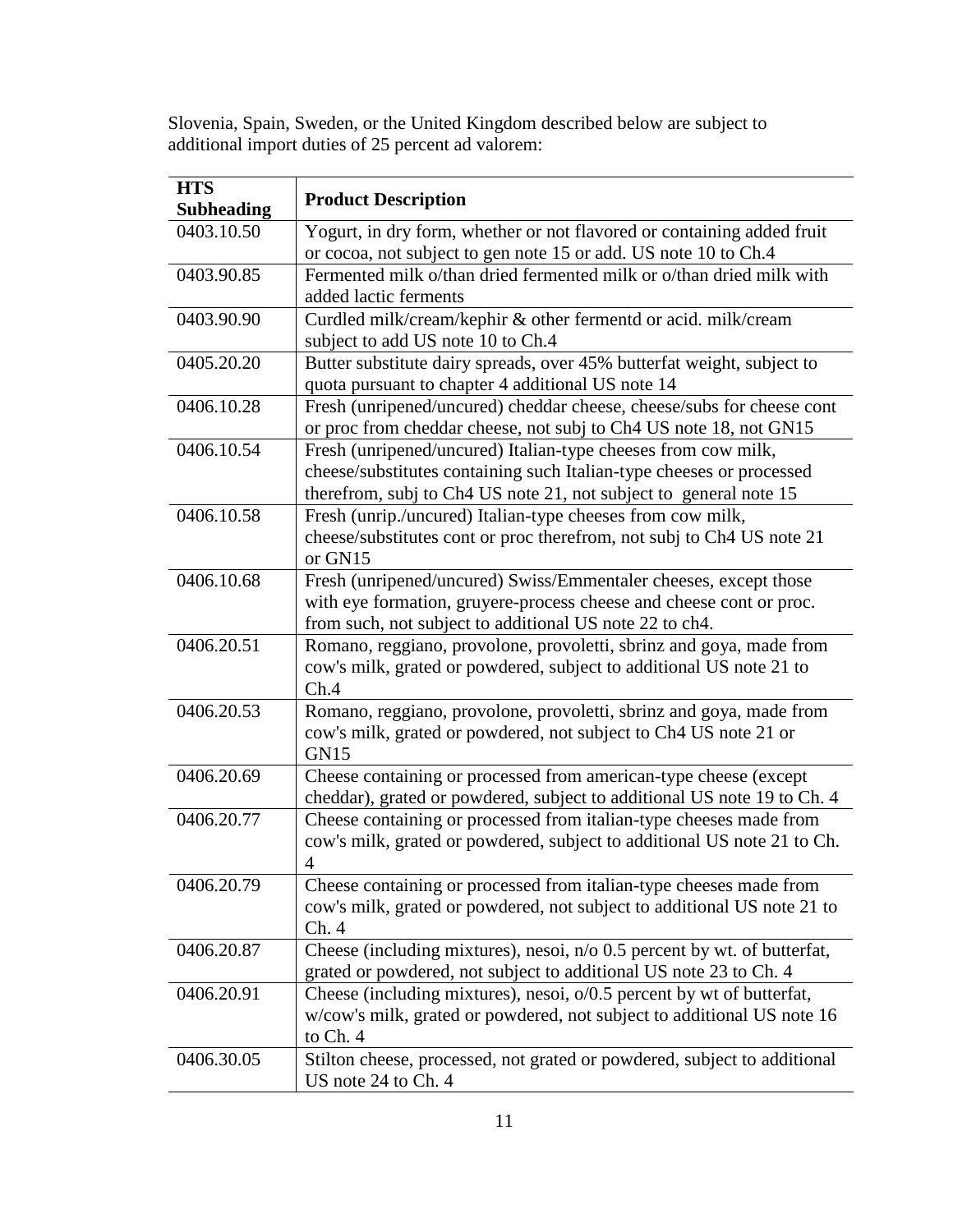Slovenia, Spain, Sweden, or the United Kingdom described below are subject to additional import duties of 25 percent ad valorem:

| HTS Subheading | Product Description |
|---|---|
| 0403.10.50 | Yogurt, in dry form, whether or not flavored or containing added fruit or cocoa, not subject to gen note 15 or add. US note 10 to Ch.4 |
| 0403.90.85 | Fermented milk o/than dried fermented milk or o/than dried milk with added lactic ferments |
| 0403.90.90 | Curdled milk/cream/kephir & other fermentd or acid. milk/cream subject to add US note 10 to Ch.4 |
| 0405.20.20 | Butter substitute dairy spreads, over 45% butterfat weight, subject to quota pursuant to chapter 4 additional US note 14 |
| 0406.10.28 | Fresh (unripened/uncured) cheddar cheese, cheese/subs for cheese cont or proc from cheddar cheese, not subj to Ch4 US note 18, not GN15 |
| 0406.10.54 | Fresh (unripened/uncured) Italian-type cheeses from cow milk, cheese/substitutes containing such Italian-type cheeses or processed therefrom, subj to Ch4 US note 21, not subject to general note 15 |
| 0406.10.58 | Fresh (unrip./uncured) Italian-type cheeses from cow milk, cheese/substitutes cont or proc therefrom, not subj to Ch4 US note 21 or GN15 |
| 0406.10.68 | Fresh (unripened/uncured) Swiss/Emmentaler cheeses, except those with eye formation, gruyere-process cheese and cheese cont or proc. from such, not subject to additional US note 22 to ch4. |
| 0406.20.51 | Romano, reggiano, provolone, provoletti, sbrinz and goya, made from cow's milk, grated or powdered, subject to additional US note 21 to Ch.4 |
| 0406.20.53 | Romano, reggiano, provolone, provoletti, sbrinz and goya, made from cow's milk, grated or powdered, not subject to Ch4 US note 21 or GN15 |
| 0406.20.69 | Cheese containing or processed from american-type cheese (except cheddar), grated or powdered, subject to additional US note 19 to Ch. 4 |
| 0406.20.77 | Cheese containing or processed from italian-type cheeses made from cow's milk, grated or powdered, subject to additional US note 21 to Ch. 4 |
| 0406.20.79 | Cheese containing or processed from italian-type cheeses made from cow's milk, grated or powdered, not subject to additional US note 21 to Ch. 4 |
| 0406.20.87 | Cheese (including mixtures), nesoi, n/o 0.5 percent by wt. of butterfat, grated or powdered, not subject to additional US note 23 to Ch. 4 |
| 0406.20.91 | Cheese (including mixtures), nesoi, o/0.5 percent by wt of butterfat, w/cow's milk, grated or powdered, not subject to additional US note 16 to Ch. 4 |
| 0406.30.05 | Stilton cheese, processed, not grated or powdered, subject to additional US note 24 to Ch. 4 |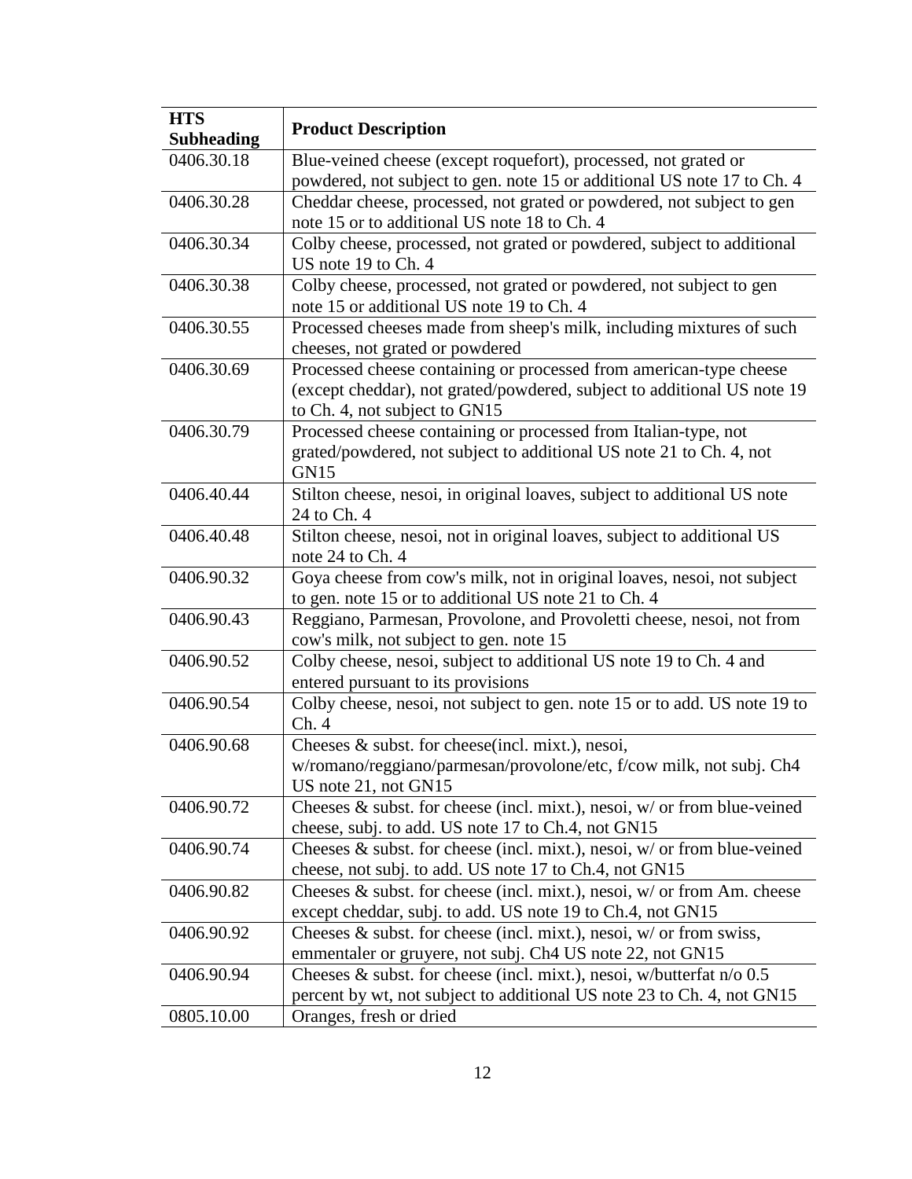| HTS Subheading | Product Description |
| --- | --- |
| 0406.30.18 | Blue-veined cheese (except roquefort), processed, not grated or powdered, not subject to gen. note 15 or additional US note 17 to Ch. 4 |
| 0406.30.28 | Cheddar cheese, processed, not grated or powdered, not subject to gen note 15 or to additional US note 18 to Ch. 4 |
| 0406.30.34 | Colby cheese, processed, not grated or powdered, subject to additional US note 19 to Ch. 4 |
| 0406.30.38 | Colby cheese, processed, not grated or powdered, not subject to gen note 15 or additional US note 19 to Ch. 4 |
| 0406.30.55 | Processed cheeses made from sheep's milk, including mixtures of such cheeses, not grated or powdered |
| 0406.30.69 | Processed cheese containing or processed from american-type cheese (except cheddar), not grated/powdered, subject to additional US note 19 to Ch. 4, not subject to GN15 |
| 0406.30.79 | Processed cheese containing or processed from Italian-type, not grated/powdered, not subject to additional US note 21 to Ch. 4, not GN15 |
| 0406.40.44 | Stilton cheese, nesoi, in original loaves, subject to additional US note 24 to Ch. 4 |
| 0406.40.48 | Stilton cheese, nesoi, not in original loaves, subject to additional US note 24 to Ch. 4 |
| 0406.90.32 | Goya cheese from cow's milk, not in original loaves, nesoi, not subject to gen. note 15 or to additional US note 21 to Ch. 4 |
| 0406.90.43 | Reggiano, Parmesan, Provolone, and Provoletti cheese, nesoi, not from cow's milk, not subject to gen. note 15 |
| 0406.90.52 | Colby cheese, nesoi, subject to additional US note 19 to Ch. 4 and entered pursuant to its provisions |
| 0406.90.54 | Colby cheese, nesoi, not subject to gen. note 15 or to add. US note 19 to Ch. 4 |
| 0406.90.68 | Cheeses & subst. for cheese(incl. mixt.), nesoi, w/romano/reggiano/parmesan/provolone/etc, f/cow milk, not subj. Ch4 US note 21, not GN15 |
| 0406.90.72 | Cheeses & subst. for cheese (incl. mixt.), nesoi, w/ or from blue-veined cheese, subj. to add. US note 17 to Ch.4, not GN15 |
| 0406.90.74 | Cheeses & subst. for cheese (incl. mixt.), nesoi, w/ or from blue-veined cheese, not subj. to add. US note 17 to Ch.4, not GN15 |
| 0406.90.82 | Cheeses & subst. for cheese (incl. mixt.), nesoi, w/ or from Am. cheese except cheddar, subj. to add. US note 19 to Ch.4, not GN15 |
| 0406.90.92 | Cheeses & subst. for cheese (incl. mixt.), nesoi, w/ or from swiss, emmentaler or gruyere, not subj. Ch4 US note 22, not GN15 |
| 0406.90.94 | Cheeses & subst. for cheese (incl. mixt.), nesoi, w/butterfat n/o 0.5 percent by wt, not subject to additional US note 23 to Ch. 4, not GN15 |
| 0805.10.00 | Oranges, fresh or dried |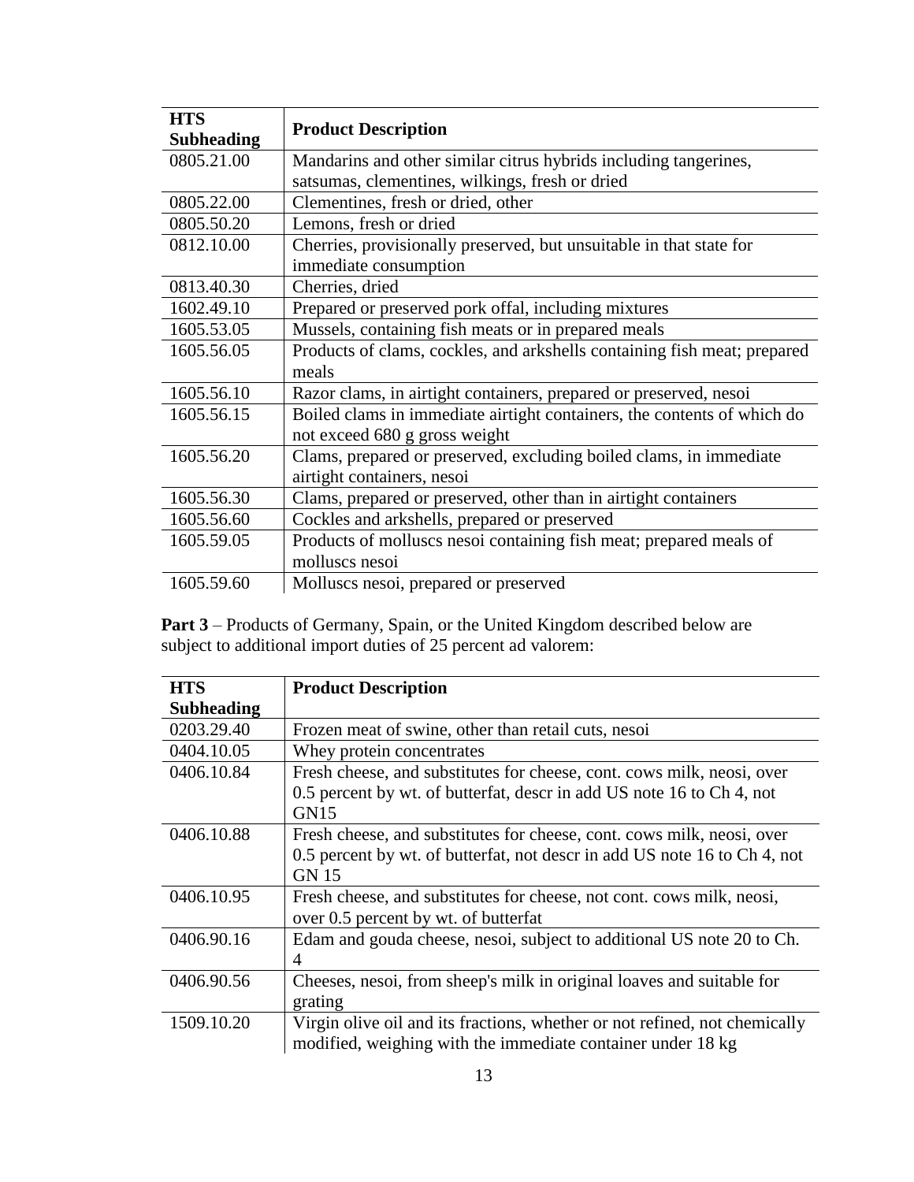| HTS Subheading | Product Description |
|---|---|
| 0805.21.00 | Mandarins and other similar citrus hybrids including tangerines, satsumas, clementines, wilkings, fresh or dried |
| 0805.22.00 | Clementines, fresh or dried, other |
| 0805.50.20 | Lemons, fresh or dried |
| 0812.10.00 | Cherries, provisionally preserved, but unsuitable in that state for immediate consumption |
| 0813.40.30 | Cherries, dried |
| 1602.49.10 | Prepared or preserved pork offal, including mixtures |
| 1605.53.05 | Mussels, containing fish meats or in prepared meals |
| 1605.56.05 | Products of clams, cockles, and arkshells containing fish meat; prepared meals |
| 1605.56.10 | Razor clams, in airtight containers, prepared or preserved, nesoi |
| 1605.56.15 | Boiled clams in immediate airtight containers, the contents of which do not exceed 680 g gross weight |
| 1605.56.20 | Clams, prepared or preserved, excluding boiled clams, in immediate airtight containers, nesoi |
| 1605.56.30 | Clams, prepared or preserved, other than in airtight containers |
| 1605.56.60 | Cockles and arkshells, prepared or preserved |
| 1605.59.05 | Products of molluscs nesoi containing fish meat; prepared meals of molluscs nesoi |
| 1605.59.60 | Molluscs nesoi, prepared or preserved |

**Part 3** – Products of Germany, Spain, or the United Kingdom described below are subject to additional import duties of 25 percent ad valorem:

| HTS Subheading | Product Description |
|---|---|
| 0203.29.40 | Frozen meat of swine, other than retail cuts, nesoi |
| 0404.10.05 | Whey protein concentrates |
| 0406.10.84 | Fresh cheese, and substitutes for cheese, cont. cows milk, neosi, over 0.5 percent by wt. of butterfat, descr in add US note 16 to Ch 4, not GN15 |
| 0406.10.88 | Fresh cheese, and substitutes for cheese, cont. cows milk, neosi, over 0.5 percent by wt. of butterfat, not descr in add US note 16 to Ch 4, not GN 15 |
| 0406.10.95 | Fresh cheese, and substitutes for cheese, not cont. cows milk, neosi, over 0.5 percent by wt. of butterfat |
| 0406.90.16 | Edam and gouda cheese, nesoi, subject to additional US note 20 to Ch. 4 |
| 0406.90.56 | Cheeses, nesoi, from sheep's milk in original loaves and suitable for grating |
| 1509.10.20 | Virgin olive oil and its fractions, whether or not refined, not chemically modified, weighing with the immediate container under 18 kg |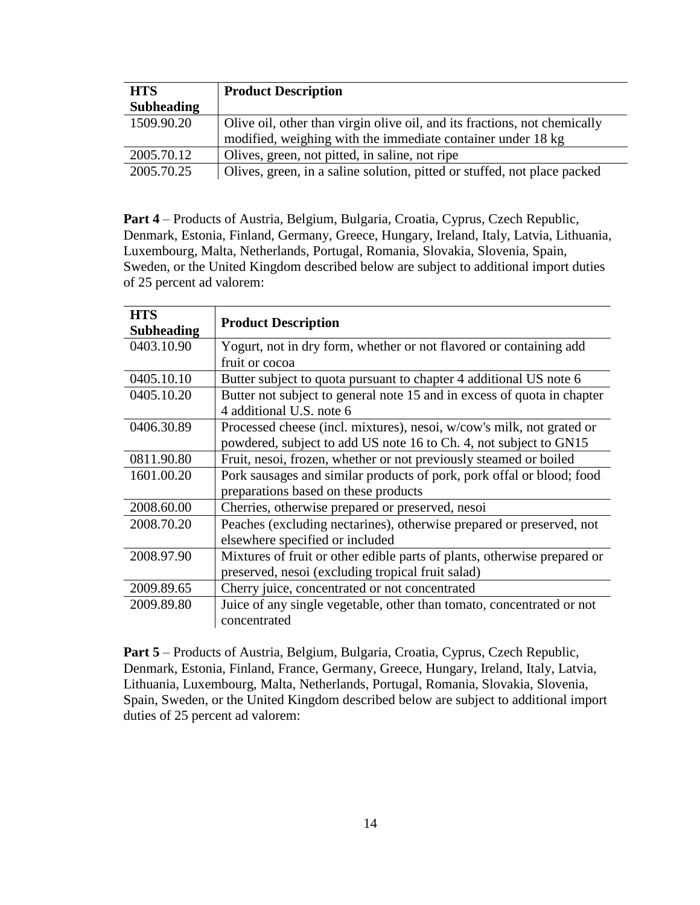| HTS Subheading | Product Description |
|---|---|
| 1509.90.20 | Olive oil, other than virgin olive oil, and its fractions, not chemically modified, weighing with the immediate container under 18 kg |
| 2005.70.12 | Olives, green, not pitted, in saline, not ripe |
| 2005.70.25 | Olives, green, in a saline solution, pitted or stuffed, not place packed |

**Part 4** – Products of Austria, Belgium, Bulgaria, Croatia, Cyprus, Czech Republic, Denmark, Estonia, Finland, Germany, Greece, Hungary, Ireland, Italy, Latvia, Lithuania, Luxembourg, Malta, Netherlands, Portugal, Romania, Slovakia, Slovenia, Spain, Sweden, or the United Kingdom described below are subject to additional import duties of 25 percent ad valorem:

| HTS Subheading | Product Description |
|---|---|
| 0403.10.90 | Yogurt, not in dry form, whether or not flavored or containing add fruit or cocoa |
| 0405.10.10 | Butter subject to quota pursuant to chapter 4 additional US note 6 |
| 0405.10.20 | Butter not subject to general note 15 and in excess of quota in chapter 4 additional U.S. note 6 |
| 0406.30.89 | Processed cheese (incl. mixtures), nesoi, w/cow's milk, not grated or powdered, subject to add US note 16 to Ch. 4, not subject to GN15 |
| 0811.90.80 | Fruit, nesoi, frozen, whether or not previously steamed or boiled |
| 1601.00.20 | Pork sausages and similar products of pork, pork offal or blood; food preparations based on these products |
| 2008.60.00 | Cherries, otherwise prepared or preserved, nesoi |
| 2008.70.20 | Peaches (excluding nectarines), otherwise prepared or preserved, not elsewhere specified or included |
| 2008.97.90 | Mixtures of fruit or other edible parts of plants, otherwise prepared or preserved, nesoi (excluding tropical fruit salad) |
| 2009.89.65 | Cherry juice, concentrated or not concentrated |
| 2009.89.80 | Juice of any single vegetable, other than tomato, concentrated or not concentrated |

**Part 5** – Products of Austria, Belgium, Bulgaria, Croatia, Cyprus, Czech Republic, Denmark, Estonia, Finland, France, Germany, Greece, Hungary, Ireland, Italy, Latvia, Lithuania, Luxembourg, Malta, Netherlands, Portugal, Romania, Slovakia, Slovenia, Spain, Sweden, or the United Kingdom described below are subject to additional import duties of 25 percent ad valorem: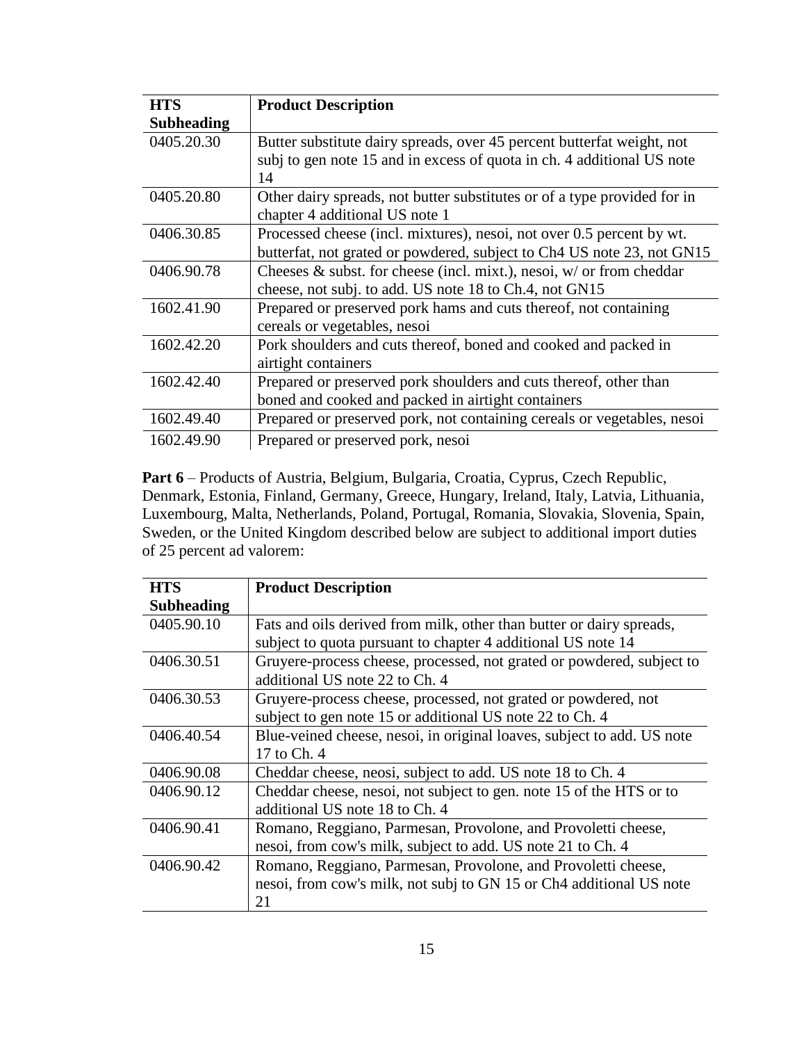| HTS Subheading | Product Description |
|---|---|
| 0405.20.30 | Butter substitute dairy spreads, over 45 percent butterfat weight, not subj to gen note 15 and in excess of quota in ch. 4 additional US note 14 |
| 0405.20.80 | Other dairy spreads, not butter substitutes or of a type provided for in chapter 4 additional US note 1 |
| 0406.30.85 | Processed cheese (incl. mixtures), nesoi, not over 0.5 percent by wt. butterfat, not grated or powdered, subject to Ch4 US note 23, not GN15 |
| 0406.90.78 | Cheeses & subst. for cheese (incl. mixt.), nesoi, w/ or from cheddar cheese, not subj. to add. US note 18 to Ch.4, not GN15 |
| 1602.41.90 | Prepared or preserved pork hams and cuts thereof, not containing cereals or vegetables, nesoi |
| 1602.42.20 | Pork shoulders and cuts thereof, boned and cooked and packed in airtight containers |
| 1602.42.40 | Prepared or preserved pork shoulders and cuts thereof, other than boned and cooked and packed in airtight containers |
| 1602.49.40 | Prepared or preserved pork, not containing cereals or vegetables, nesoi |
| 1602.49.90 | Prepared or preserved pork, nesoi |

**Part 6** – Products of Austria, Belgium, Bulgaria, Croatia, Cyprus, Czech Republic, Denmark, Estonia, Finland, Germany, Greece, Hungary, Ireland, Italy, Latvia, Lithuania, Luxembourg, Malta, Netherlands, Poland, Portugal, Romania, Slovakia, Slovenia, Spain, Sweden, or the United Kingdom described below are subject to additional import duties of 25 percent ad valorem:

| HTS Subheading | Product Description |
|---|---|
| 0405.90.10 | Fats and oils derived from milk, other than butter or dairy spreads, subject to quota pursuant to chapter 4 additional US note 14 |
| 0406.30.51 | Gruyere-process cheese, processed, not grated or powdered, subject to additional US note 22 to Ch. 4 |
| 0406.30.53 | Gruyere-process cheese, processed, not grated or powdered, not subject to gen note 15 or additional US note 22 to Ch. 4 |
| 0406.40.54 | Blue-veined cheese, nesoi, in original loaves, subject to add. US note 17 to Ch. 4 |
| 0406.90.08 | Cheddar cheese, neosi, subject to add. US note 18 to Ch. 4 |
| 0406.90.12 | Cheddar cheese, nesoi, not subject to gen. note 15 of the HTS or to additional US note 18 to Ch. 4 |
| 0406.90.41 | Romano, Reggiano, Parmesan, Provolone, and Provoletti cheese, nesoi, from cow's milk, subject to add. US note 21 to Ch. 4 |
| 0406.90.42 | Romano, Reggiano, Parmesan, Provolone, and Provoletti cheese, nesoi, from cow's milk, not subj to GN 15 or Ch4 additional US note 21 |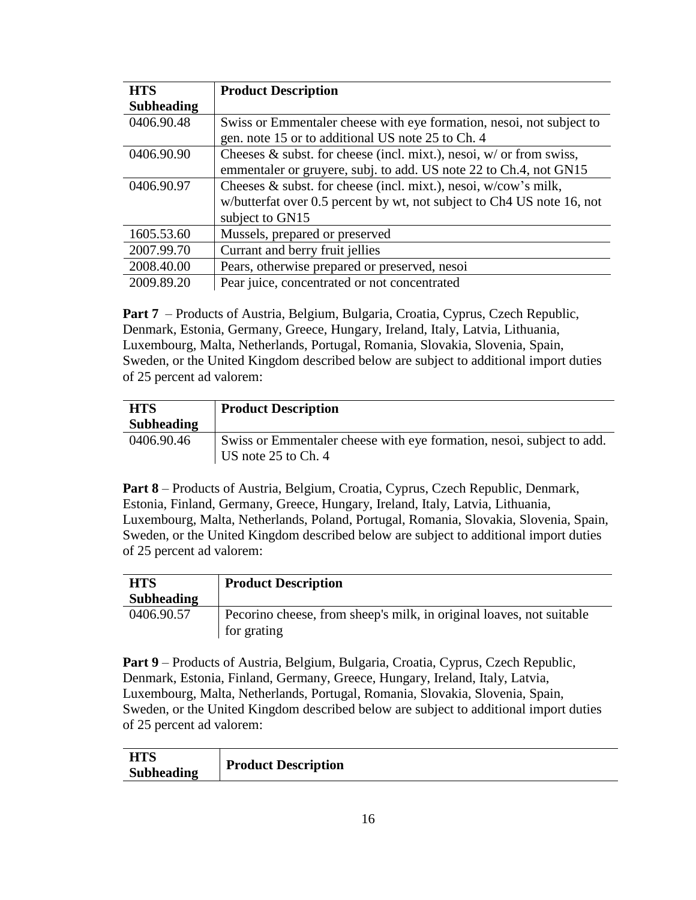| HTS Subheading | Product Description |
|---|---|
| 0406.90.48 | Swiss or Emmentaler cheese with eye formation, nesoi, not subject to gen. note 15 or to additional US note 25 to Ch. 4 |
| 0406.90.90 | Cheeses & subst. for cheese (incl. mixt.), nesoi, w/ or from swiss, emmentaler or gruyere, subj. to add. US note 22 to Ch.4, not GN15 |
| 0406.90.97 | Cheeses & subst. for cheese (incl. mixt.), nesoi, w/cow's milk, w/butterfat over 0.5 percent by wt, not subject to Ch4 US note 16, not subject to GN15 |
| 1605.53.60 | Mussels, prepared or preserved |
| 2007.99.70 | Currant and berry fruit jellies |
| 2008.40.00 | Pears, otherwise prepared or preserved, nesoi |
| 2009.89.20 | Pear juice, concentrated or not concentrated |

**Part 7** – Products of Austria, Belgium, Bulgaria, Croatia, Cyprus, Czech Republic, Denmark, Estonia, Germany, Greece, Hungary, Ireland, Italy, Latvia, Lithuania, Luxembourg, Malta, Netherlands, Portugal, Romania, Slovakia, Slovenia, Spain, Sweden, or the United Kingdom described below are subject to additional import duties of 25 percent ad valorem:

| HTS Subheading | Product Description |
|---|---|
| 0406.90.46 | Swiss or Emmentaler cheese with eye formation, nesoi, subject to add. US note 25 to Ch. 4 |

**Part 8** – Products of Austria, Belgium, Croatia, Cyprus, Czech Republic, Denmark, Estonia, Finland, Germany, Greece, Hungary, Ireland, Italy, Latvia, Lithuania, Luxembourg, Malta, Netherlands, Poland, Portugal, Romania, Slovakia, Slovenia, Spain, Sweden, or the United Kingdom described below are subject to additional import duties of 25 percent ad valorem:

| HTS Subheading | Product Description |
|---|---|
| 0406.90.57 | Pecorino cheese, from sheep's milk, in original loaves, not suitable for grating |

**Part 9** – Products of Austria, Belgium, Bulgaria, Croatia, Cyprus, Czech Republic, Denmark, Estonia, Finland, Germany, Greece, Hungary, Ireland, Italy, Latvia, Luxembourg, Malta, Netherlands, Portugal, Romania, Slovakia, Slovenia, Spain, Sweden, or the United Kingdom described below are subject to additional import duties of 25 percent ad valorem:

| HTS Subheading | Product Description |
|---|---|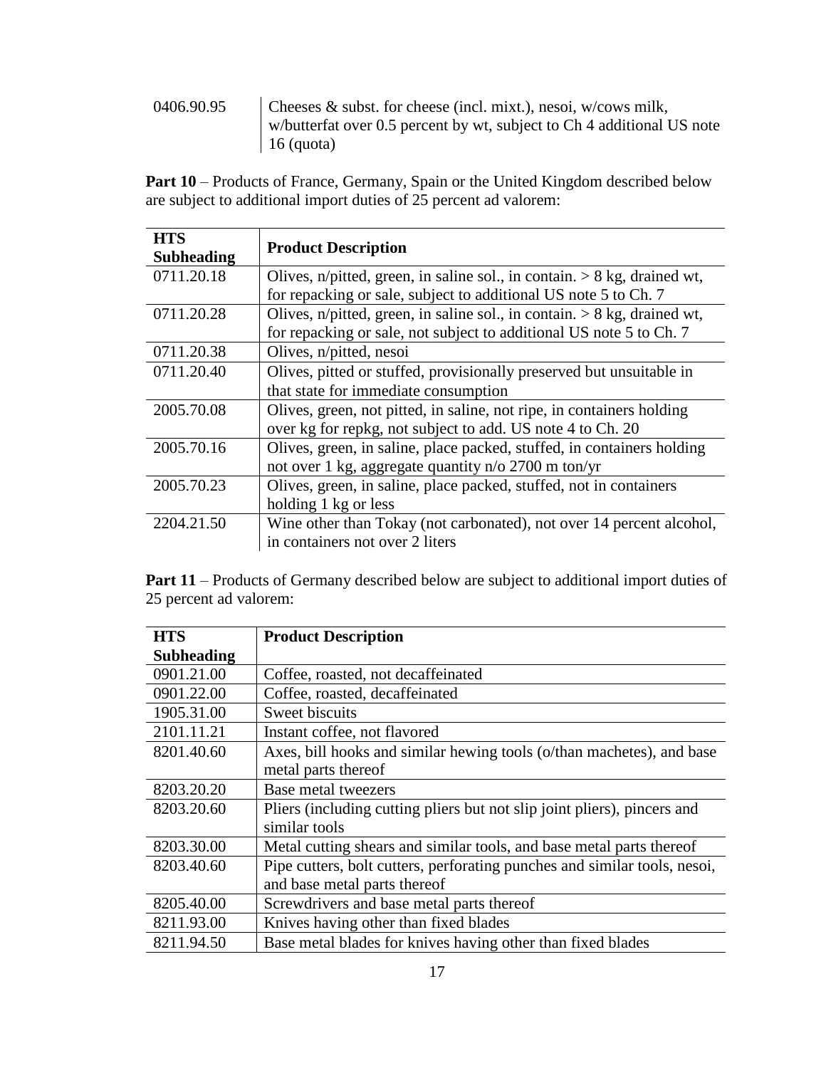| | |
|---|---|
| 0406.90.95 | Cheeses & subst. for cheese (incl. mixt.), nesoi, w/cows milk, w/butterfat over 0.5 percent by wt, subject to Ch 4 additional US note 16 (quota) |

**Part 10** – Products of France, Germany, Spain or the United Kingdom described below are subject to additional import duties of 25 percent ad valorem:

| HTS Subheading | Product Description |
|---|---|
| 0711.20.18 | Olives, n/pitted, green, in saline sol., in contain. > 8 kg, drained wt, for repacking or sale, subject to additional US note 5 to Ch. 7 |
| 0711.20.28 | Olives, n/pitted, green, in saline sol., in contain. > 8 kg, drained wt, for repacking or sale, not subject to additional US note 5 to Ch. 7 |
| 0711.20.38 | Olives, n/pitted, nesoi |
| 0711.20.40 | Olives, pitted or stuffed, provisionally preserved but unsuitable in that state for immediate consumption |
| 2005.70.08 | Olives, green, not pitted, in saline, not ripe, in containers holding over kg for repkg, not subject to add. US note 4 to Ch. 20 |
| 2005.70.16 | Olives, green, in saline, place packed, stuffed, in containers holding not over 1 kg, aggregate quantity n/o 2700 m ton/yr |
| 2005.70.23 | Olives, green, in saline, place packed, stuffed, not in containers holding 1 kg or less |
| 2204.21.50 | Wine other than Tokay (not carbonated), not over 14 percent alcohol, in containers not over 2 liters |

**Part 11** – Products of Germany described below are subject to additional import duties of 25 percent ad valorem:

| HTS Subheading | Product Description |
|---|---|
| 0901.21.00 | Coffee, roasted, not decaffeinated |
| 0901.22.00 | Coffee, roasted, decaffeinated |
| 1905.31.00 | Sweet biscuits |
| 2101.11.21 | Instant coffee, not flavored |
| 8201.40.60 | Axes, bill hooks and similar hewing tools (o/than machetes), and base metal parts thereof |
| 8203.20.20 | Base metal tweezers |
| 8203.20.60 | Pliers (including cutting pliers but not slip joint pliers), pincers and similar tools |
| 8203.30.00 | Metal cutting shears and similar tools, and base metal parts thereof |
| 8203.40.60 | Pipe cutters, bolt cutters, perforating punches and similar tools, nesoi, and base metal parts thereof |
| 8205.40.00 | Screwdrivers and base metal parts thereof |
| 8211.93.00 | Knives having other than fixed blades |
| 8211.94.50 | Base metal blades for knives having other than fixed blades |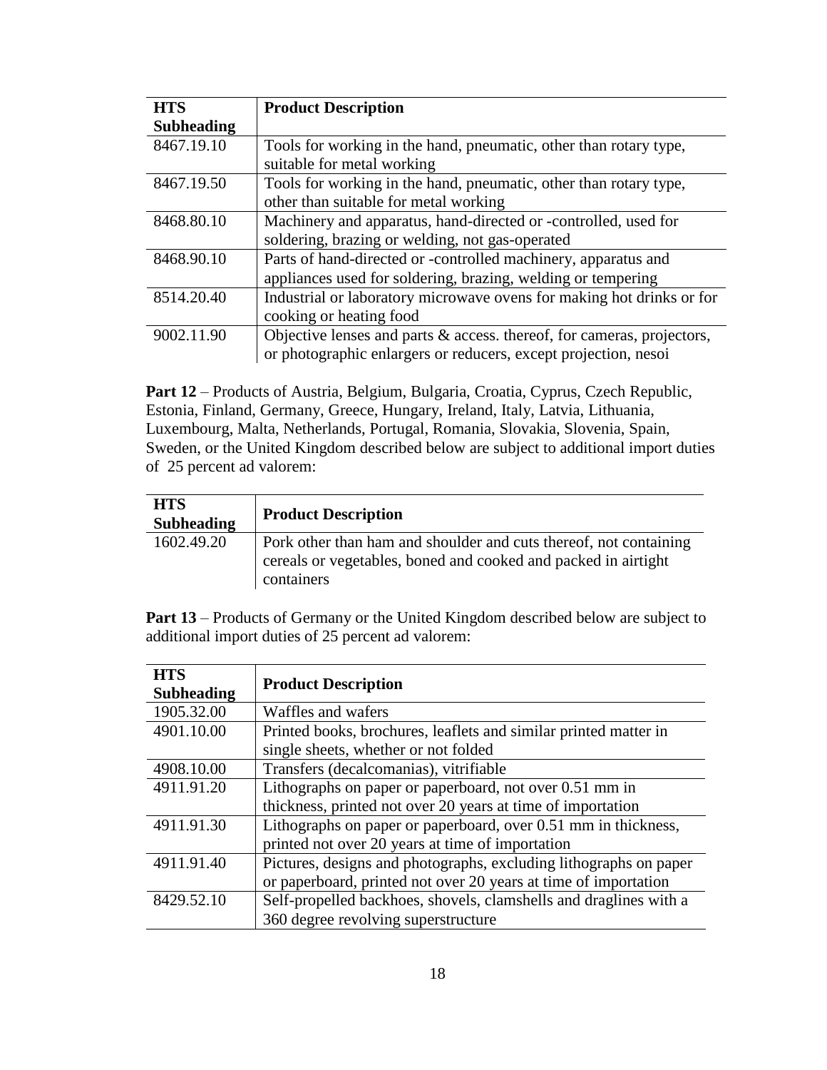| HTS Subheading | Product Description |
|---|---|
| 8467.19.10 | Tools for working in the hand, pneumatic, other than rotary type, suitable for metal working |
| 8467.19.50 | Tools for working in the hand, pneumatic, other than rotary type, other than suitable for metal working |
| 8468.80.10 | Machinery and apparatus, hand-directed or -controlled, used for soldering, brazing or welding, not gas-operated |
| 8468.90.10 | Parts of hand-directed or -controlled machinery, apparatus and appliances used for soldering, brazing, welding or tempering |
| 8514.20.40 | Industrial or laboratory microwave ovens for making hot drinks or for cooking or heating food |
| 9002.11.90 | Objective lenses and parts & access. thereof, for cameras, projectors, or photographic enlargers or reducers, except projection, nesoi |

**Part 12** – Products of Austria, Belgium, Bulgaria, Croatia, Cyprus, Czech Republic, Estonia, Finland, Germany, Greece, Hungary, Ireland, Italy, Latvia, Lithuania, Luxembourg, Malta, Netherlands, Portugal, Romania, Slovakia, Slovenia, Spain, Sweden, or the United Kingdom described below are subject to additional import duties of 25 percent ad valorem:

| HTS Subheading | Product Description |
|---|---|
| 1602.49.20 | Pork other than ham and shoulder and cuts thereof, not containing cereals or vegetables, boned and cooked and packed in airtight containers |

**Part 13** – Products of Germany or the United Kingdom described below are subject to additional import duties of 25 percent ad valorem:

| HTS Subheading | Product Description |
|---|---|
| 1905.32.00 | Waffles and wafers |
| 4901.10.00 | Printed books, brochures, leaflets and similar printed matter in single sheets, whether or not folded |
| 4908.10.00 | Transfers (decalcomanias), vitrifiable |
| 4911.91.20 | Lithographs on paper or paperboard, not over 0.51 mm in thickness, printed not over 20 years at time of importation |
| 4911.91.30 | Lithographs on paper or paperboard, over 0.51 mm in thickness, printed not over 20 years at time of importation |
| 4911.91.40 | Pictures, designs and photographs, excluding lithographs on paper or paperboard, printed not over 20 years at time of importation |
| 8429.52.10 | Self-propelled backhoes, shovels, clamshells and draglines with a 360 degree revolving superstructure |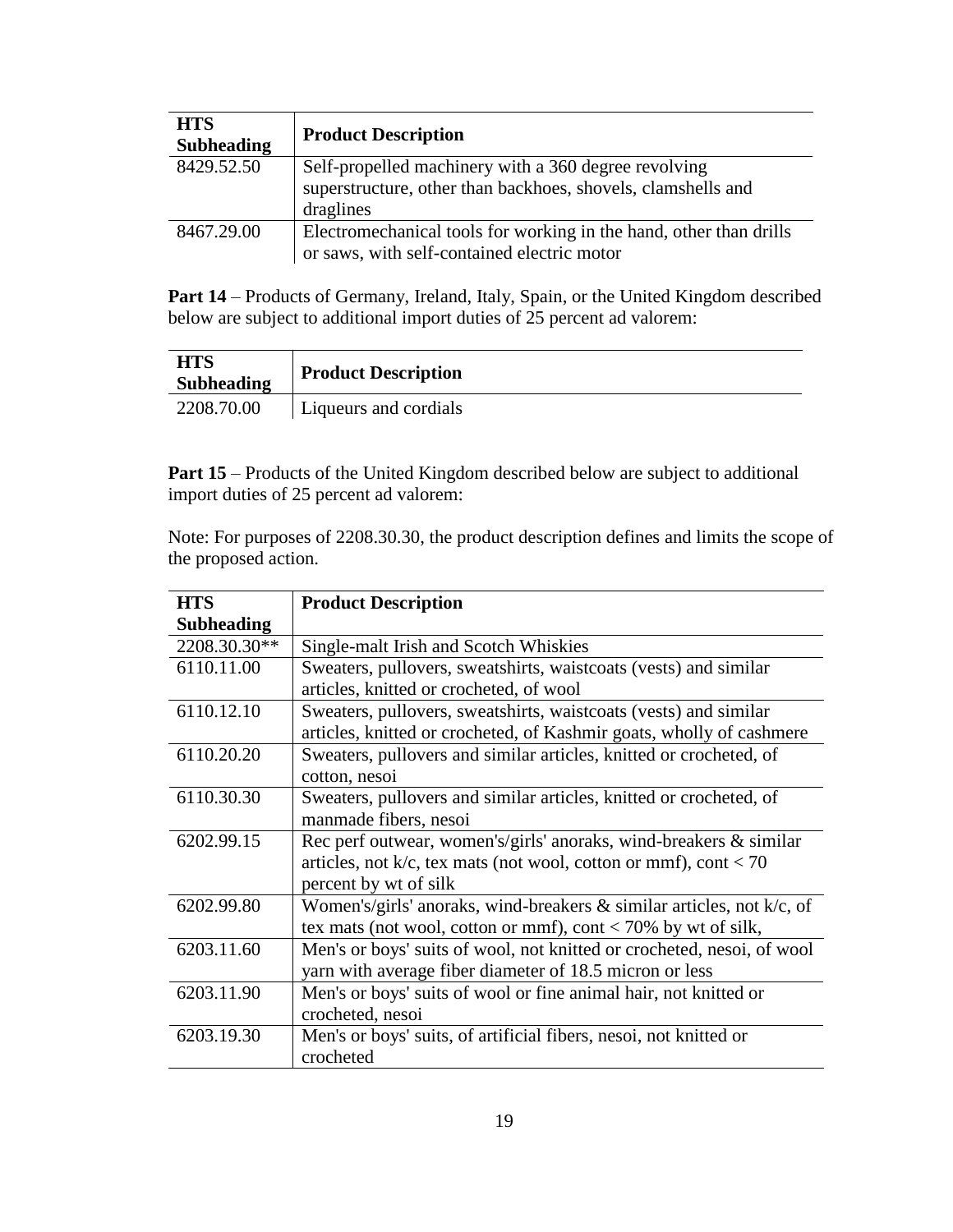| HTS Subheading | Product Description |
|---|---|
| 8429.52.50 | Self-propelled machinery with a 360 degree revolving superstructure, other than backhoes, shovels, clamshells and draglines |
| 8467.29.00 | Electromechanical tools for working in the hand, other than drills or saws, with self-contained electric motor |

**Part 14** – Products of Germany, Ireland, Italy, Spain, or the United Kingdom described below are subject to additional import duties of 25 percent ad valorem:

| HTS Subheading | Product Description |
|---|---|
| 2208.70.00 | Liqueurs and cordials |

**Part 15** – Products of the United Kingdom described below are subject to additional import duties of 25 percent ad valorem:

Note: For purposes of 2208.30.30, the product description defines and limits the scope of the proposed action.

| HTS Subheading | Product Description |
|---|---|
| 2208.30.30** | Single-malt Irish and Scotch Whiskies |
| 6110.11.00 | Sweaters, pullovers, sweatshirts, waistcoats (vests) and similar articles, knitted or crocheted, of wool |
| 6110.12.10 | Sweaters, pullovers, sweatshirts, waistcoats (vests) and similar articles, knitted or crocheted, of Kashmir goats, wholly of cashmere |
| 6110.20.20 | Sweaters, pullovers and similar articles, knitted or crocheted, of cotton, nesoi |
| 6110.30.30 | Sweaters, pullovers and similar articles, knitted or crocheted, of manmade fibers, nesoi |
| 6202.99.15 | Rec perf outwear, women's/girls' anoraks, wind-breakers & similar articles, not k/c, tex mats (not wool, cotton or mmf), cont < 70 percent by wt of silk |
| 6202.99.80 | Women's/girls' anoraks, wind-breakers & similar articles, not k/c, of tex mats (not wool, cotton or mmf), cont < 70% by wt of silk, |
| 6203.11.60 | Men's or boys' suits of wool, not knitted or crocheted, nesoi, of wool yarn with average fiber diameter of 18.5 micron or less |
| 6203.11.90 | Men's or boys' suits of wool or fine animal hair, not knitted or crocheted, nesoi |
| 6203.19.30 | Men's or boys' suits, of artificial fibers, nesoi, not knitted or crocheted |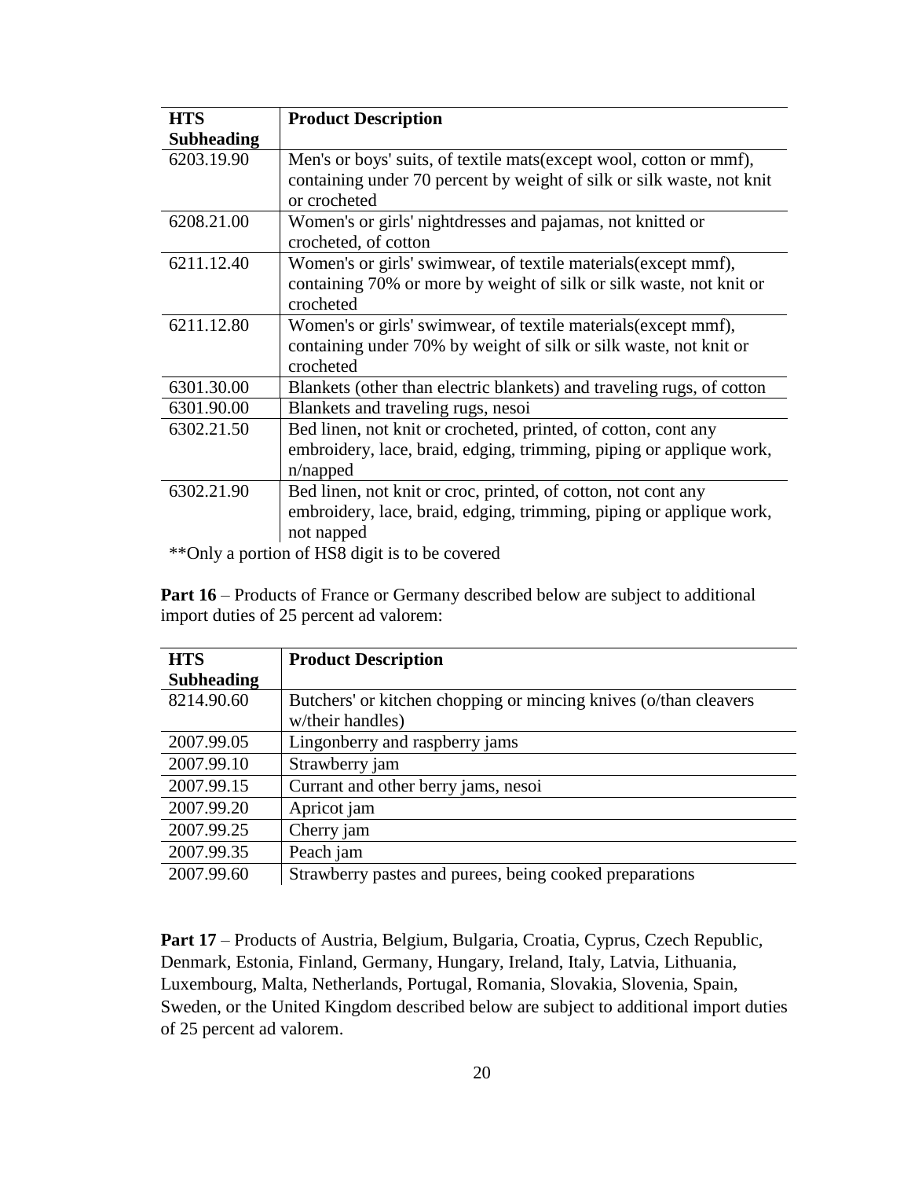| HTS Subheading | Product Description |
| --- | --- |
| 6203.19.90 | Men's or boys' suits, of textile mats(except wool, cotton or mmf), containing under 70 percent by weight of silk or silk waste, not knit or crocheted |
| 6208.21.00 | Women's or girls' nightdresses and pajamas, not knitted or crocheted, of cotton |
| 6211.12.40 | Women's or girls' swimwear, of textile materials(except mmf), containing 70% or more by weight of silk or silk waste, not knit or crocheted |
| 6211.12.80 | Women's or girls' swimwear, of textile materials(except mmf), containing under 70% by weight of silk or silk waste, not knit or crocheted |
| 6301.30.00 | Blankets (other than electric blankets) and traveling rugs, of cotton |
| 6301.90.00 | Blankets and traveling rugs, nesoi |
| 6302.21.50 | Bed linen, not knit or crocheted, printed, of cotton, cont any embroidery, lace, braid, edging, trimming, piping or applique work, n/napped |
| 6302.21.90 | Bed linen, not knit or croc, printed, of cotton, not cont any embroidery, lace, braid, edging, trimming, piping or applique work, not napped |

**Only a portion of HS8 digit is to be covered

**Part 16** – Products of France or Germany described below are subject to additional import duties of 25 percent ad valorem:

| HTS Subheading | Product Description |
| --- | --- |
| 8214.90.60 | Butchers' or kitchen chopping or mincing knives (o/than cleavers w/their handles) |
| 2007.99.05 | Lingonberry and raspberry jams |
| 2007.99.10 | Strawberry jam |
| 2007.99.15 | Currant and other berry jams, nesoi |
| 2007.99.20 | Apricot jam |
| 2007.99.25 | Cherry jam |
| 2007.99.35 | Peach jam |
| 2007.99.60 | Strawberry pastes and purees, being cooked preparations |

**Part 17** – Products of Austria, Belgium, Bulgaria, Croatia, Cyprus, Czech Republic, Denmark, Estonia, Finland, Germany, Hungary, Ireland, Italy, Latvia, Lithuania, Luxembourg, Malta, Netherlands, Portugal, Romania, Slovakia, Slovenia, Spain, Sweden, or the United Kingdom described below are subject to additional import duties of 25 percent ad valorem.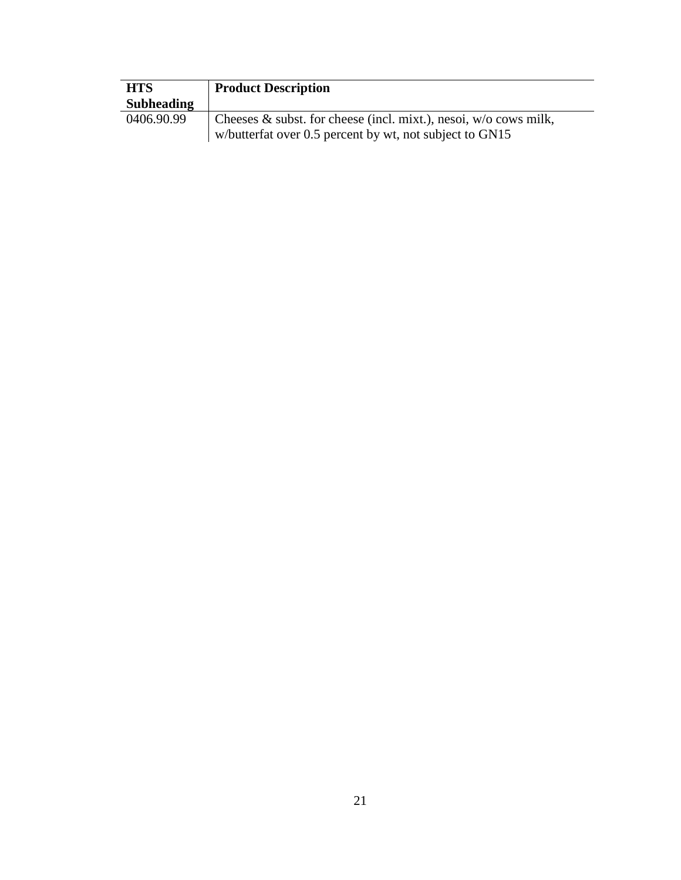| HTS Subheading | Product Description |
|---|---|
| 0406.90.99 | Cheeses & subst. for cheese (incl. mixt.), nesoi, w/o cows milk, w/butterfat over 0.5 percent by wt, not subject to GN15 |